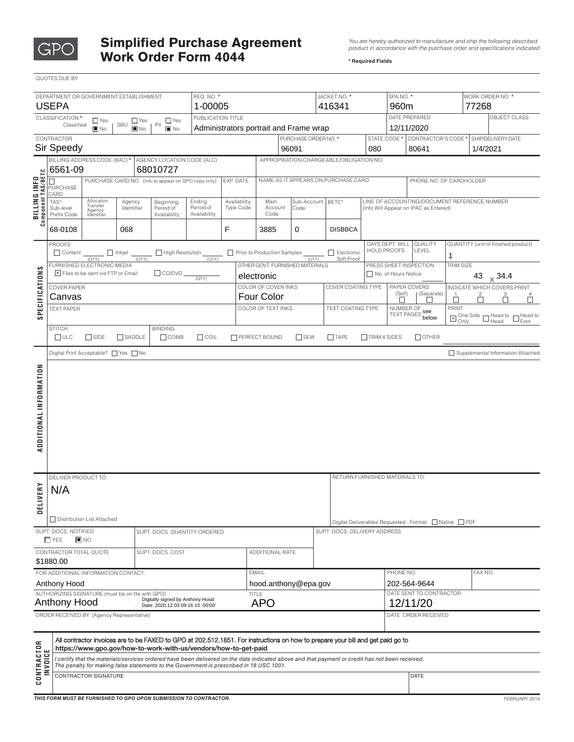GPO

# Simplified Purchase Agreement Work Order Form 4044

*You are hereby authorized to manufacture and ship the following described product in accordance with the purchase order and specifications indicated.*

**\* Required Fields**

QUOTES DUE BY

| DEPARTMENT OR GOVERNMENT ESTABLISHMENT | REQ. NO. * | JACKET NO. * | SPA NO. * | WORK ORDER NO. * |
|---|---|---|---|---|
| USEPA | 1-00005 | 416341 | 960m | 77268 |

| CLASSIFICATION * | PUBLICATION TITLE | DATE PREPARED | OBJECT CLASS |
|---|---|---|---|
| Classified: ☐ Yes ☒ No; SBU: ☐ Yes ☒ No; PII: ☐ Yes ☒ No | Administrators portrait and Frame wrap | 12/11/2020 | |

| CONTRACTOR | PURCHASE ORDER NO. * | STATE CODE * | CONTRACTOR'S CODE * | SHIP/DELIVERY DATE |
|---|---|---|---|---|
| Sir Speedy | 96091 | 080 | 80641 | 1/4/2021 |

## BILLING INFO — Component TAS/BETC

| BILLING ADDRESS CODE (BAC) * | AGENCY LOCATION CODE (ALC) | APPROPRIATION CHARGEABLE/OBLIGATION NO. |
|---|---|---|
| 6561-09 | 68010727 | |

| ☐ PURCHASE CARD | PURCHASE CARD NO. (Info to appear on GPO copy only) | EXP. DATE | NAME AS IT APPEARS ON PURCHASE CARD | PHONE NO. OF CARDHOLDER |
|---|---|---|---|---|
| | | | | |

| TAS*: Sub-level Prefix Code | Allocation Transfer Agency Identifier | Agency Identifier | Beginning Period of Availability | Ending Period of Availability | Availability Type Code | Main Account Code | Sub-Account Code | BETC* | LINE OF ACCOUNTING/DOCUMENT REFERENCE NUMBER (Info Will Appear on IPAC as Entered) |
|---|---|---|---|---|---|---|---|---|---|
| 68-0108 | | 068 | | | F | 3885 | 0 | DISBBCA | |

## SPECIFICATIONS

PROOFS: ☐ Content ___ (QTY) ☐ Inkjet ___ (QTY) ☐ High Resolution ___ (QTY) ☐ Prior to Production Samples ___ (QTY) ☐ Electronic Soft Proof

DAYS DEPT. WILL HOLD PROOFS: 

QUALITY LEVEL: 

QUANTITY (unit of finished product): 1

FURNISHED ELECTRONIC MEDIA: ☑ Files to be sent via FTP or Email ☐ CD/DVD ___ (QTY)

OTHER GOVT. FURNISHED MATERIALS: electronic

PRESS SHEET INSPECTION: ☐ No. of Hours Notice

TRIM SIZE: 43 x 34.4

COVER PAPER: Canvas

COLOR OF COVER INKS: Four Color

COVER COATING TYPE: 

PAPER COVERS: ☐ (Self) ☐ (Separate)

INDICATE WHICH COVERS PRINT: ☐ 1 ☐ 2 ☐ 3 ☐ 4

TEXT PAPER: 

COLOR OF TEXT INKS: 

TEXT COATING TYPE: 

NUMBER OF TEXT PAGES: see below

PRINT: ☑ One Side Only ☐ Head to Head ☐ Head to Foot

STITCH: ☐ ULC ☐ SIDE ☐ SADDLE

BINDING: ☐ COMB ☐ COIL ☐ PERFECT BOUND ☐ SEW ☐ TAPE ☐ TRIM 4 SIDES ☐ OTHER

## ADDITIONAL INFORMATION

Digital Print Acceptable? ☐ Yes ☐ No

☐ Supplemental Information Attached

## DELIVERY

DELIVER PRODUCT TO: N/A

☐ Distribution List Attached

RETURN FURNISHED MATERIALS TO: 

Digital Deliverables Requested - Format: ☐ Native ☐ PDF

| SUPT. DOCS. NOTIFIED | SUPT. DOCS. QUANTITY ORDERED | SUPT. DOCS. DELIVERY ADDRESS |
|---|---|---|
| ☐ YES ☒ NO | | |

| CONTRACTOR TOTAL QUOTE | SUPT. DOCS. COST | ADDITIONAL RATE |
|---|---|---|
| $1880.00 | | |

| FOR ADDITIONAL INFORMATION CONTACT: | EMAIL | PHONE NO. | FAX NO. |
|---|---|---|---|
| Anthony Hood | hood.anthony@epa.gov | 202-564-9644 | |

| AUTHORIZING SIGNATURE (must be on file with GPO) | TITLE | DATE SENT TO CONTRACTOR |
|---|---|---|
| Anthony Hood (Digitally signed by Anthony Hood Date: 2020.12.03 09:16:15 -05'00') | APO | 12/11/20 |

| ORDER RECEIVED BY: (Agency Representative) | DATE ORDER RECEIVED |
|---|---|
| | |

## CONTRACTOR INVOICE

All contractor invoices are to be FAXED to GPO at 202.512.1851. For instructions on how to prepare your bill and get paid go to **https://www.gpo.gov/how-to-work-with-us/vendors/how-to-get-paid**

*I certify that the materials/services ordered have been delivered on the date indicated above and that payment or credit has not been received. The penalty for making false statements to the Government is prescribed in 18 USC 1001.*

| CONTRACTOR SIGNATURE | DATE |
|---|---|
| | |

***THIS FORM MUST BE FURNISHED TO GPO UPON SUBMISSION TO CONTRACTOR.***

FEBRUARY 2014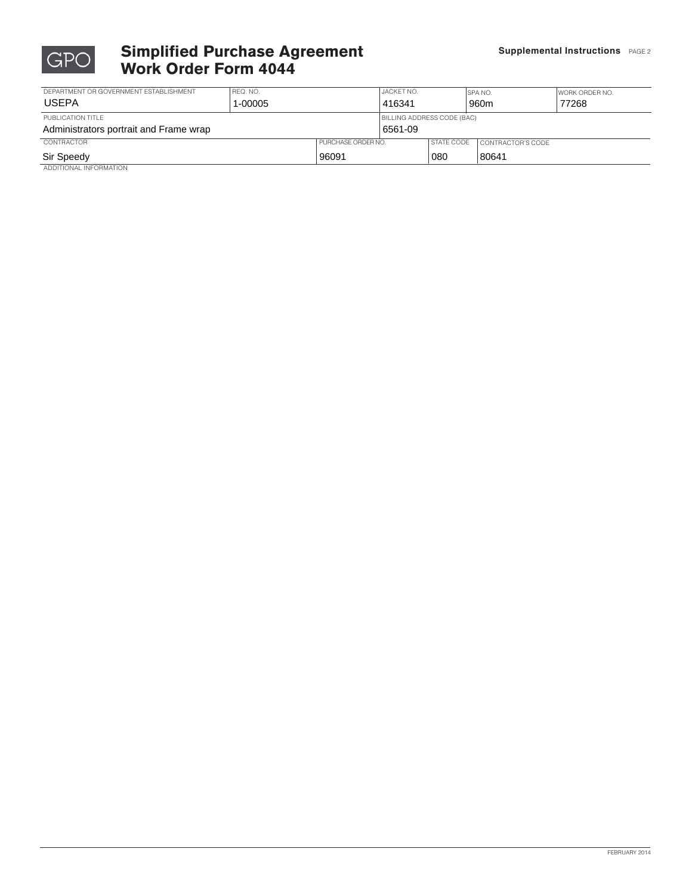# Simplified Purchase Agreement Work Order Form 4044

**Supplemental Instructions** PAGE 2

| DEPARTMENT OR GOVERNMENT ESTABLISHMENT | REQ. NO. | JACKET NO. | SPA NO. | WORK ORDER NO. |
|---|---|---|---|---|
| USEPA | 1-00005 | 416341 | 960m | 77268 |

| PUBLICATION TITLE | BILLING ADDRESS CODE (BAC) |
|---|---|
| Administrators portrait and Frame wrap | 6561-09 |

| CONTRACTOR | PURCHASE ORDER NO. | STATE CODE | CONTRACTOR'S CODE |
|---|---|---|---|
| Sir Speedy | 96091 | 080 | 80641 |

ADDITIONAL INFORMATION

FEBRUARY 2014